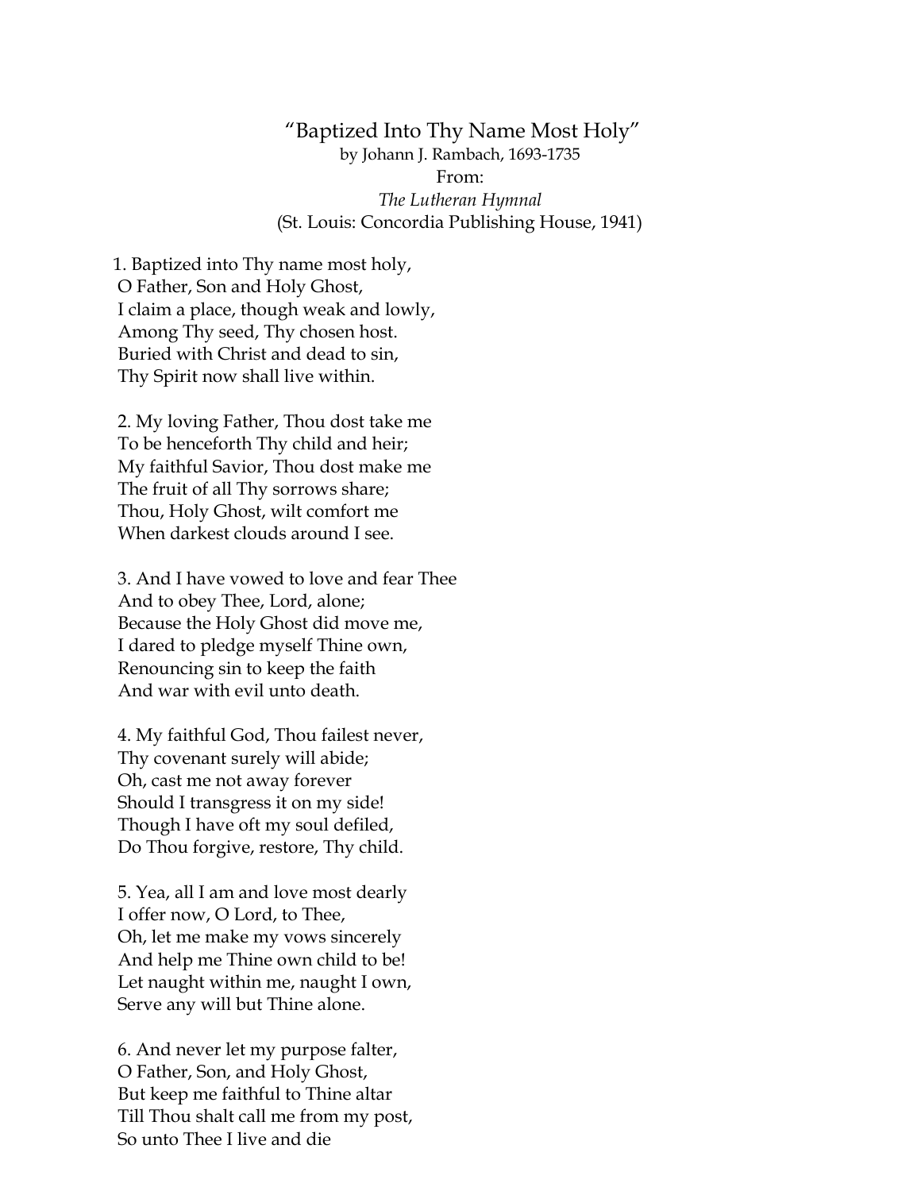# "Baptized Into Thy Name Most Holy"

by Johann J. Rambach, 1693-1735

From:

*The Lutheran Hymnal*

(St. Louis: Concordia Publishing House, 1941)

1. Baptized into Thy name most holy,  
O Father, Son and Holy Ghost,  
I claim a place, though weak and lowly,  
Among Thy seed, Thy chosen host.  
Buried with Christ and dead to sin,  
Thy Spirit now shall live within.

2. My loving Father, Thou dost take me  
To be henceforth Thy child and heir;  
My faithful Savior, Thou dost make me  
The fruit of all Thy sorrows share;  
Thou, Holy Ghost, wilt comfort me  
When darkest clouds around I see.

3. And I have vowed to love and fear Thee  
And to obey Thee, Lord, alone;  
Because the Holy Ghost did move me,  
I dared to pledge myself Thine own,  
Renouncing sin to keep the faith  
And war with evil unto death.

4. My faithful God, Thou failest never,  
Thy covenant surely will abide;  
Oh, cast me not away forever  
Should I transgress it on my side!  
Though I have oft my soul defiled,  
Do Thou forgive, restore, Thy child.

5. Yea, all I am and love most dearly  
I offer now, O Lord, to Thee,  
Oh, let me make my vows sincerely  
And help me Thine own child to be!  
Let naught within me, naught I own,  
Serve any will but Thine alone.

6. And never let my purpose falter,  
O Father, Son, and Holy Ghost,  
But keep me faithful to Thine altar  
Till Thou shalt call me from my post,  
So unto Thee I live and die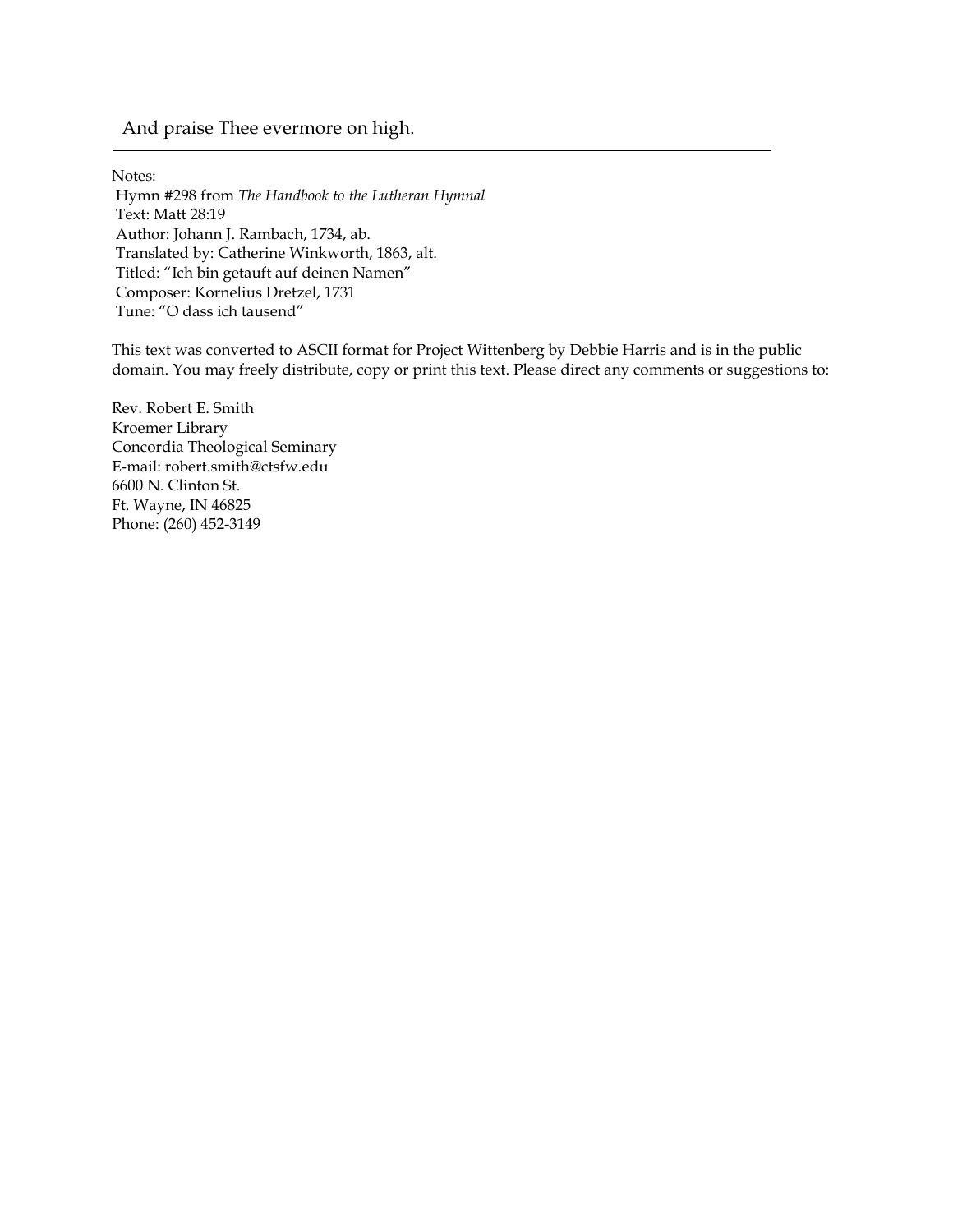And praise Thee evermore on high.

---

Notes:
Hymn #298 from *The Handbook to the Lutheran Hymnal*
Text: Matt 28:19
Author: Johann J. Rambach, 1734, ab.
Translated by: Catherine Winkworth, 1863, alt.
Titled: "Ich bin getauft auf deinen Namen"
Composer: Kornelius Dretzel, 1731
Tune: "O dass ich tausend"

This text was converted to ASCII format for Project Wittenberg by Debbie Harris and is in the public domain. You may freely distribute, copy or print this text. Please direct any comments or suggestions to:

Rev. Robert E. Smith
Kroemer Library
Concordia Theological Seminary
E-mail: robert.smith@ctsfw.edu
6600 N. Clinton St.
Ft. Wayne, IN 46825
Phone: (260) 452-3149